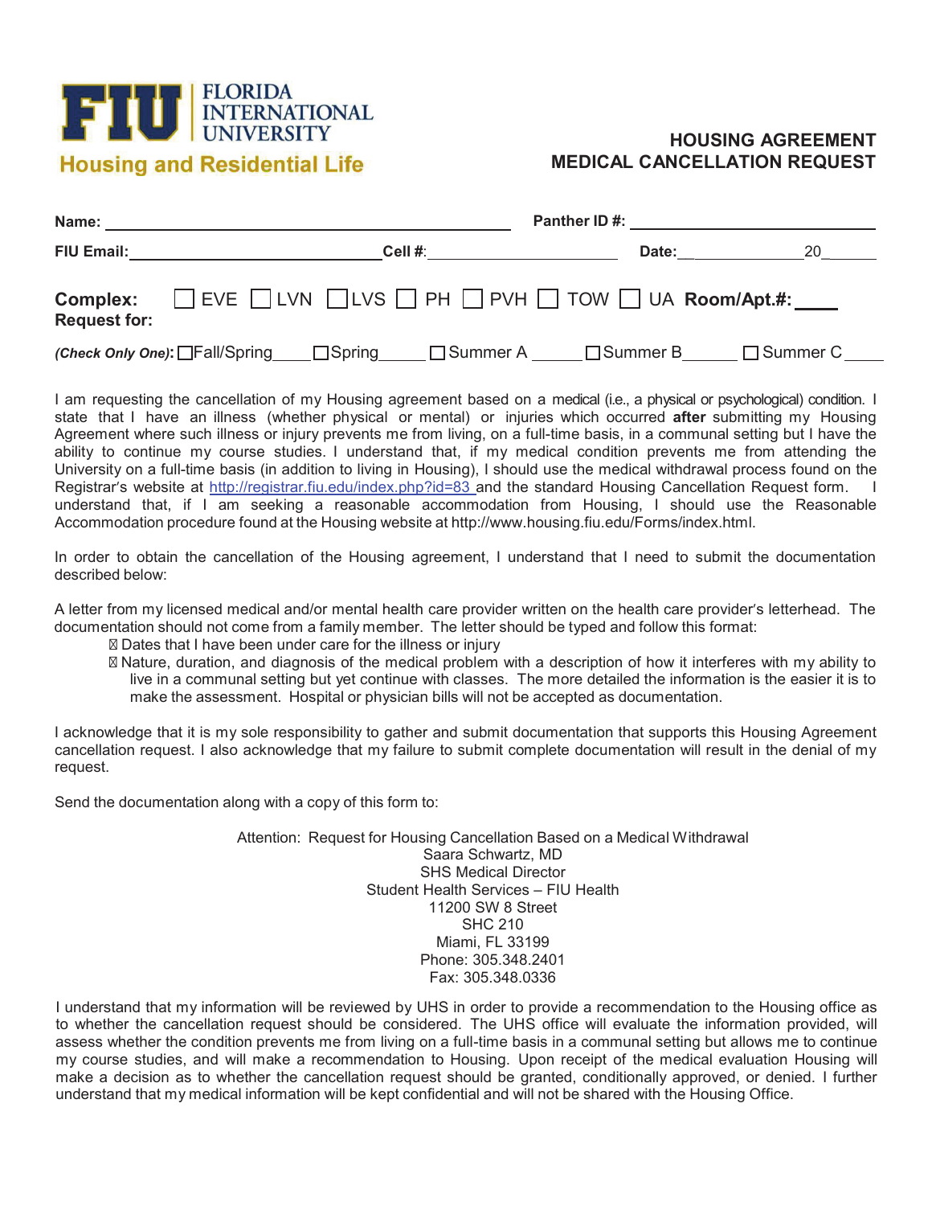**FIU | FLORIDA INTERNATIONAL UNIVERSITY**

**Housing and Residential Life**

# HOUSING AGREEMENT MEDICAL CANCELLATION REQUEST

**Name:** ______________________________ **Panther ID #:** ______________________

**FIU Email:** ______________________ **Cell #:** ____________________ **Date:** ____________ 20____

**Complex:** ☐ EVE ☐ LVN ☐ LVS ☐ PH ☐ PVH ☐ TOW ☐ UA **Room/Apt.#:** ____

**Request for:**

***(Check Only One)*:** ☐Fall/Spring____ ☐Spring_____ ☐Summer A _____ ☐Summer B_____ ☐Summer C ____

I am requesting the cancellation of my Housing agreement based on a medical (i.e., a physical or psychological) condition. I state that I have an illness (whether physical or mental) or injuries which occurred **after** submitting my Housing Agreement where such illness or injury prevents me from living, on a full-time basis, in a communal setting but I have the ability to continue my course studies. I understand that, if my medical condition prevents me from attending the University on a full-time basis (in addition to living in Housing), I should use the medical withdrawal process found on the Registrar's website at http://registrar.fiu.edu/index.php?id=83 and the standard Housing Cancellation Request form. I understand that, if I am seeking a reasonable accommodation from Housing, I should use the Reasonable Accommodation procedure found at the Housing website at http://www.housing.fiu.edu/Forms/index.html.

In order to obtain the cancellation of the Housing agreement, I understand that I need to submit the documentation described below:

A letter from my licensed medical and/or mental health care provider written on the health care provider's letterhead. The documentation should not come from a family member. The letter should be typed and follow this format:

- Dates that I have been under care for the illness or injury
- Nature, duration, and diagnosis of the medical problem with a description of how it interferes with my ability to live in a communal setting but yet continue with classes. The more detailed the information is the easier it is to make the assessment. Hospital or physician bills will not be accepted as documentation.

I acknowledge that it is my sole responsibility to gather and submit documentation that supports this Housing Agreement cancellation request. I also acknowledge that my failure to submit complete documentation will result in the denial of my request.

Send the documentation along with a copy of this form to:

Attention: Request for Housing Cancellation Based on a Medical Withdrawal
Saara Schwartz, MD
SHS Medical Director
Student Health Services – FIU Health
11200 SW 8 Street
SHC 210
Miami, FL 33199
Phone: 305.348.2401
Fax: 305.348.0336

I understand that my information will be reviewed by UHS in order to provide a recommendation to the Housing office as to whether the cancellation request should be considered. The UHS office will evaluate the information provided, will assess whether the condition prevents me from living on a full-time basis in a communal setting but allows me to continue my course studies, and will make a recommendation to Housing. Upon receipt of the medical evaluation Housing will make a decision as to whether the cancellation request should be granted, conditionally approved, or denied. I further understand that my medical information will be kept confidential and will not be shared with the Housing Office.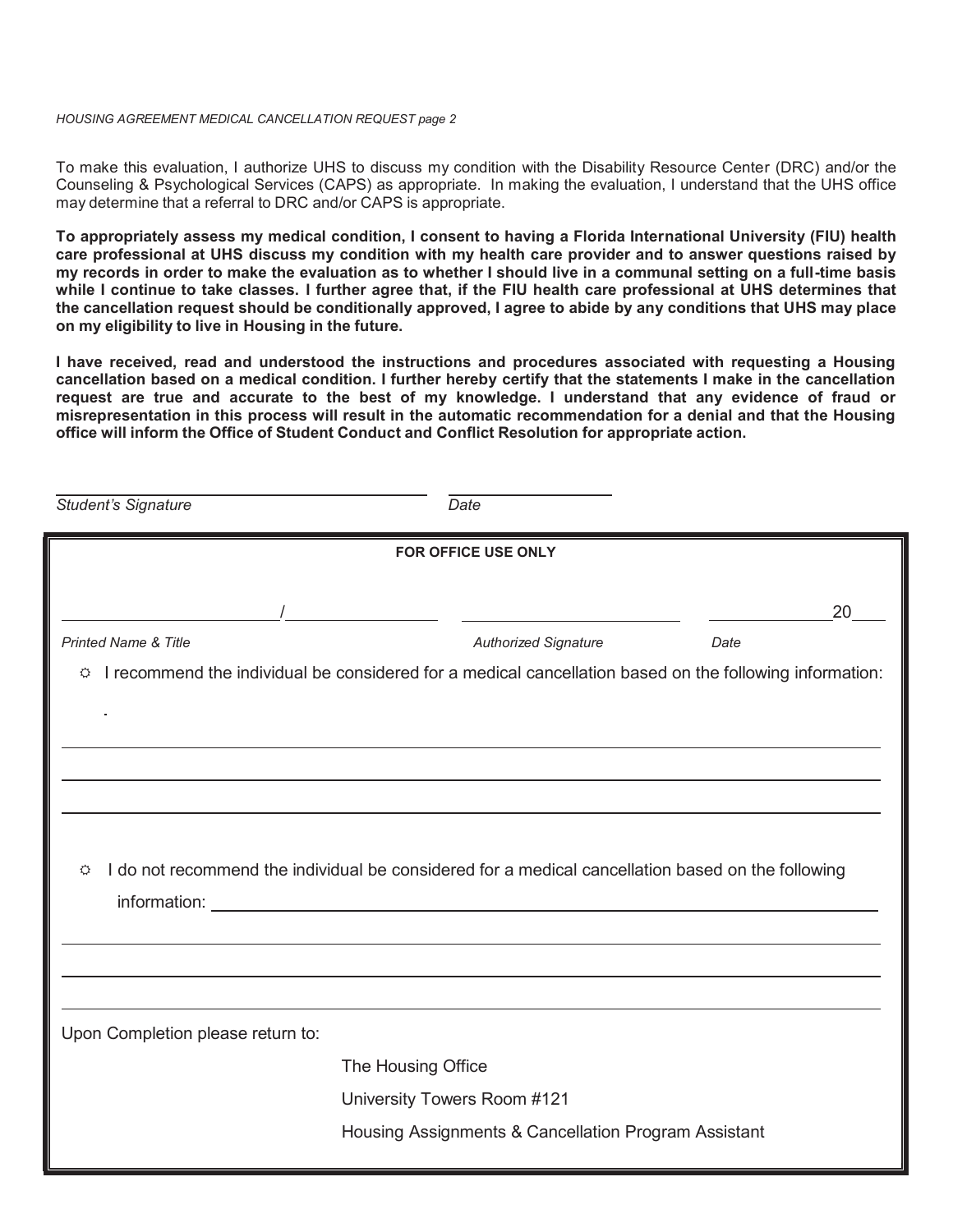To make this evaluation, I authorize UHS to discuss my condition with the Disability Resource Center (DRC) and/or the Counseling & Psychological Services (CAPS) as appropriate. In making the evaluation, I understand that the UHS office may determine that a referral to DRC and/or CAPS is appropriate.

**To appropriately assess my medical condition, I consent to having a Florida International University (FIU) health care professional at UHS discuss my condition with my health care provider and to answer questions raised by my records in order to make the evaluation as to whether I should live in a communal setting on a full-time basis while I continue to take classes. I further agree that, if the FIU health care professional at UHS determines that the cancellation request should be conditionally approved, I agree to abide by any conditions that UHS may place on my eligibility to live in Housing in the future.**

**I have received, read and understood the instructions and procedures associated with requesting a Housing cancellation based on a medical condition. I further hereby certify that the statements I make in the cancellation request are true and accurate to the best of my knowledge. I understand that any evidence of fraud or misrepresentation in this process will result in the automatic recommendation for a denial and that the Housing office will inform the Office of Student Conduct and Conflict Resolution for appropriate action.**

\_\_\_\_\_\_\_\_\_\_\_\_\_\_\_\_\_\_\_\_\_\_\_\_\_\_\_\_\_\_ \_\_\_\_\_\_\_\_\_\_\_\_\_\_\_

*Student's Signature* *Date*

---

**FOR OFFICE USE ONLY**

\_\_\_\_\_\_\_\_\_\_\_\_\_\_\_\_/\_\_\_\_\_\_\_\_\_\_\_\_ \_\_\_\_\_\_\_\_\_\_\_\_\_\_\_\_ \_\_\_\_\_\_\_\_\_\_20\_\_\_

*Printed Name & Title* *Authorized Signature* *Date*

- I recommend the individual be considered for a medical cancellation based on the following information:

\_\_\_\_\_\_\_\_\_\_\_\_\_\_\_\_\_\_\_\_\_\_\_\_\_\_\_\_\_\_\_\_\_\_\_\_\_\_\_\_\_\_\_\_\_\_\_\_\_\_\_\_\_\_\_\_\_\_

\_\_\_\_\_\_\_\_\_\_\_\_\_\_\_\_\_\_\_\_\_\_\_\_\_\_\_\_\_\_\_\_\_\_\_\_\_\_\_\_\_\_\_\_\_\_\_\_\_\_\_\_\_\_\_\_\_\_

\_\_\_\_\_\_\_\_\_\_\_\_\_\_\_\_\_\_\_\_\_\_\_\_\_\_\_\_\_\_\_\_\_\_\_\_\_\_\_\_\_\_\_\_\_\_\_\_\_\_\_\_\_\_\_\_\_\_

- I do not recommend the individual be considered for a medical cancellation based on the following information: \_\_\_\_\_\_\_\_\_\_\_\_\_\_\_\_\_\_\_\_\_\_\_\_\_\_\_\_\_\_\_\_\_\_\_\_\_\_\_\_

\_\_\_\_\_\_\_\_\_\_\_\_\_\_\_\_\_\_\_\_\_\_\_\_\_\_\_\_\_\_\_\_\_\_\_\_\_\_\_\_\_\_\_\_\_\_\_\_\_\_\_\_\_\_\_\_\_\_

\_\_\_\_\_\_\_\_\_\_\_\_\_\_\_\_\_\_\_\_\_\_\_\_\_\_\_\_\_\_\_\_\_\_\_\_\_\_\_\_\_\_\_\_\_\_\_\_\_\_\_\_\_\_\_\_\_\_

\_\_\_\_\_\_\_\_\_\_\_\_\_\_\_\_\_\_\_\_\_\_\_\_\_\_\_\_\_\_\_\_\_\_\_\_\_\_\_\_\_\_\_\_\_\_\_\_\_\_\_\_\_\_\_\_\_\_

Upon Completion please return to:

The Housing Office
University Towers Room #121
Housing Assignments & Cancellation Program Assistant